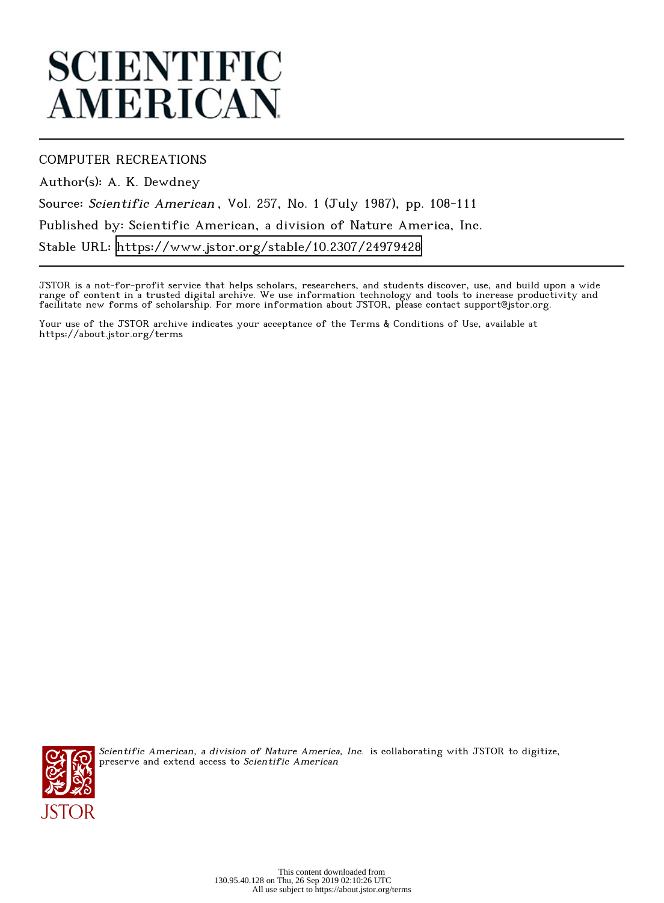# SCIENTIFIC AMERICAN

COMPUTER RECREATIONS

Author(s): A. K. Dewdney

Source: *Scientific American*, Vol. 257, No. 1 (July 1987), pp. 108-111

Published by: Scientific American, a division of Nature America, Inc.

Stable URL: https://www.jstor.org/stable/10.2307/24979428

JSTOR is a not-for-profit service that helps scholars, researchers, and students discover, use, and build upon a wide range of content in a trusted digital archive. We use information technology and tools to increase productivity and facilitate new forms of scholarship. For more information about JSTOR, please contact support@jstor.org.

Your use of the JSTOR archive indicates your acceptance of the Terms & Conditions of Use, available at https://about.jstor.org/terms

*Scientific American, a division of Nature America, Inc.* is collaborating with JSTOR to digitize, preserve and extend access to *Scientific American*

This content downloaded from 130.95.40.128 on Thu, 26 Sep 2019 02:10:26 UTC
All use subject to https://about.jstor.org/terms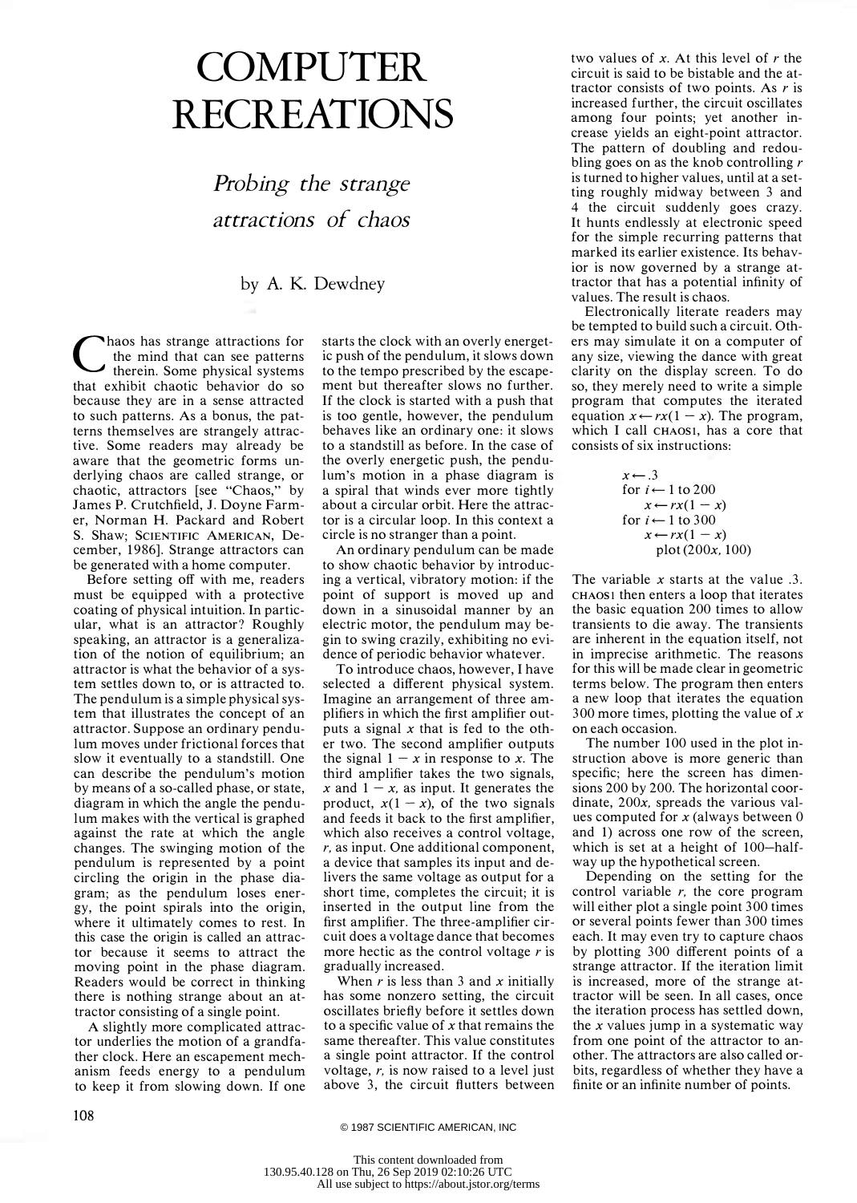# COMPUTER RECREATIONS

*Probing the strange attractions of chaos*

by A. K. Dewdney

Chaos has strange attractions for the mind that can see patterns therein. Some physical systems that exhibit chaotic behavior do so because they are in a sense attracted to such patterns. As a bonus, the patterns themselves are strangely attractive. Some readers may already be aware that the geometric forms underlying chaos are called strange, or chaotic, attractors [see "Chaos," by James P. Crutchfield, J. Doyne Farmer, Norman H. Packard and Robert S. Shaw; SCIENTIFIC AMERICAN, December, 1986]. Strange attractors can be generated with a home computer.

Before setting off with me, readers must be equipped with a protective coating of physical intuition. In particular, what is an attractor? Roughly speaking, an attractor is a generalization of the notion of equilibrium; an attractor is what the behavior of a system settles down to, or is attracted to. The pendulum is a simple physical system that illustrates the concept of an attractor. Suppose an ordinary pendulum moves under frictional forces that slow it eventually to a standstill. One can describe the pendulum's motion by means of a so-called phase, or state, diagram in which the angle the pendulum makes with the vertical is graphed against the rate at which the angle changes. The swinging motion of the pendulum is represented by a point circling the origin in the phase diagram; as the pendulum loses energy, the point spirals into the origin, where it ultimately comes to rest. In this case the origin is called an attractor because it seems to attract the moving point in the phase diagram. Readers would be correct in thinking there is nothing strange about an attractor consisting of a single point.

A slightly more complicated attractor underlies the motion of a grandfather clock. Here an escapement mechanism feeds energy to a pendulum to keep it from slowing down. If one starts the clock with an overly energetic push of the pendulum, it slows down to the tempo prescribed by the escapement but thereafter slows no further. If the clock is started with a push that is too gentle, however, the pendulum behaves like an ordinary one: it slows to a standstill as before. In the case of the overly energetic push, the pendulum's motion in a phase diagram is a spiral that winds ever more tightly about a circular orbit. Here the attractor is a circular loop. In this context a circle is no stranger than a point.

An ordinary pendulum can be made to show chaotic behavior by introducing a vertical, vibratory motion: if the point of support is moved up and down in a sinusoidal manner by an electric motor, the pendulum may begin to swing crazily, exhibiting no evidence of periodic behavior whatever.

To introduce chaos, however, I have selected a different physical system. Imagine an arrangement of three amplifiers in which the first amplifier outputs a signal $x$ that is fed to the other two. The second amplifier outputs the signal $1 - x$ in response to $x$. The third amplifier takes the two signals, $x$ and $1 - x$, as input. It generates the product, $x(1 - x)$, of the two signals and feeds it back to the first amplifier, which also receives a control voltage, $r$, as input. One additional component, a device that samples its input and delivers the same voltage as output for a short time, completes the circuit; it is inserted in the output line from the first amplifier. The three-amplifier circuit does a voltage dance that becomes more hectic as the control voltage $r$ is gradually increased.

When $r$ is less than 3 and $x$ initially has some nonzero setting, the circuit oscillates briefly before it settles down to a specific value of $x$ that remains the same thereafter. This value constitutes a single point attractor. If the control voltage, $r$, is now raised to a level just above 3, the circuit flutters between two values of $x$. At this level of $r$ the circuit is said to be bistable and the attractor consists of two points. As $r$ is increased further, the circuit oscillates among four points; yet another increase yields an eight-point attractor. The pattern of doubling and redoubling goes on as the knob controlling $r$ is turned to higher values, until at a setting roughly midway between 3 and 4 the circuit suddenly goes crazy. It hunts endlessly at electronic speed for the simple recurring patterns that marked its earlier existence. Its behavior is now governed by a strange attractor that has a potential infinity of values. The result is chaos.

Electronically literate readers may be tempted to build such a circuit. Others may simulate it on a computer of any size, viewing the dance with great clarity on the display screen. To do so, they merely need to write a simple program that computes the iterated equation $x \leftarrow rx(1 - x)$. The program, which I call CHAOS1, has a core that consists of six instructions:

```
x ← .3
for i ← 1 to 200
    x ← rx(1 − x)
for i ← 1 to 300
    x ← rx(1 − x)
    plot (200x, 100)
```

The variable $x$ starts at the value .3. CHAOS1 then enters a loop that iterates the basic equation 200 times to allow transients to die away. The transients are inherent in the equation itself, not in imprecise arithmetic. The reasons for this will be made clear in geometric terms below. The program then enters a new loop that iterates the equation 300 more times, plotting the value of $x$ on each occasion.

The number 100 used in the plot instruction above is more generic than specific; here the screen has dimensions 200 by 200. The horizontal coordinate, $200x$, spreads the various values computed for $x$ (always between 0 and 1) across one row of the screen, which is set at a height of 100—halfway up the hypothetical screen.

Depending on the setting for the control variable $r$, the core program will either plot a single point 300 times or several points fewer than 300 times each. It may even try to capture chaos by plotting 300 different points of a strange attractor. If the iteration limit is increased, more of the strange attractor will be seen. In all cases, once the iteration process has settled down, the $x$ values jump in a systematic way from one point of the attractor to another. The attractors are also called orbits, regardless of whether they have a finite or an infinite number of points.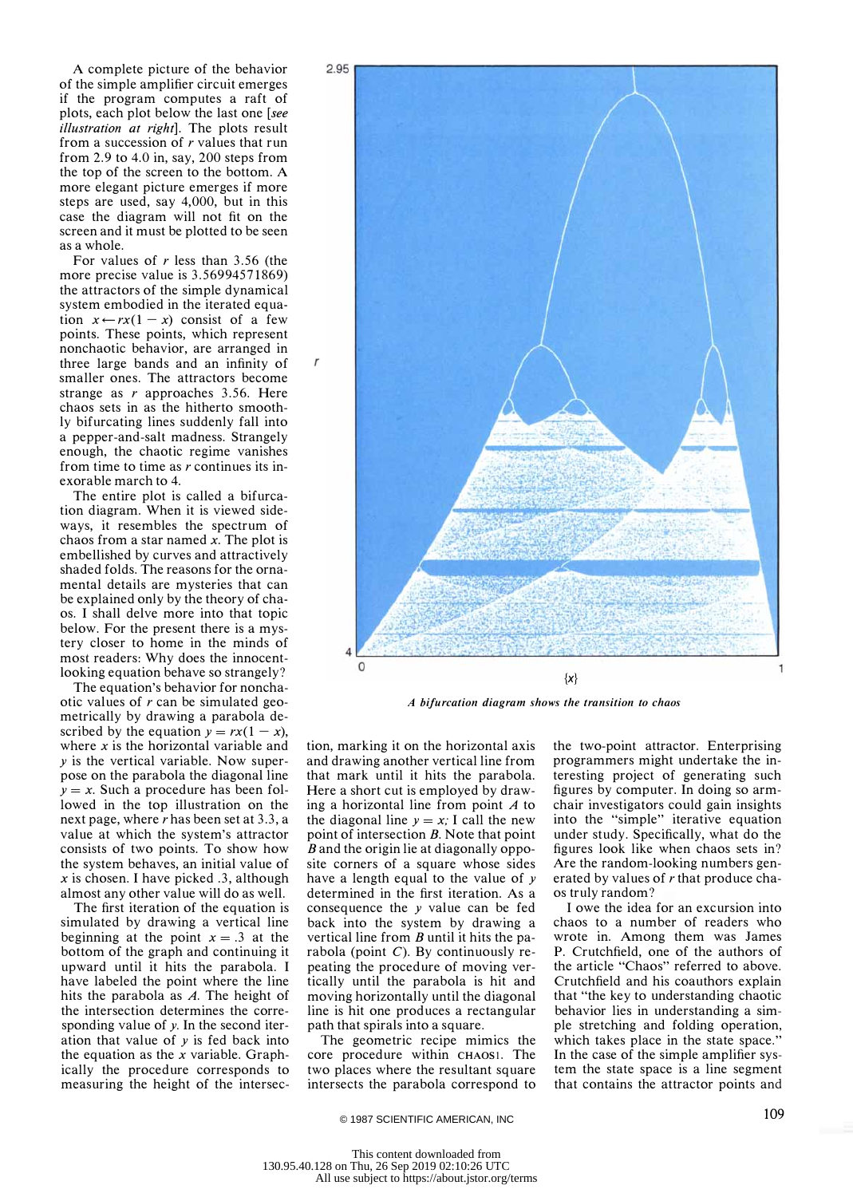A complete picture of the behavior of the simple amplifier circuit emerges if the program computes a raft of plots, each plot below the last one [*see illustration at right*]. The plots result from a succession of $r$ values that run from 2.9 to 4.0 in, say, 200 steps from the top of the screen to the bottom. A more elegant picture emerges if more steps are used, say 4,000, but in this case the diagram will not fit on the screen and it must be plotted to be seen as a whole.

For values of $r$ less than 3.56 (the more precise value is 3.56994571869) the attractors of the simple dynamical system embodied in the iterated equation $x \leftarrow rx(1 - x)$ consist of a few points. These points, which represent nonchaotic behavior, are arranged in three large bands and an infinity of smaller ones. The attractors become strange as $r$ approaches 3.56. Here chaos sets in as the hitherto smoothly bifurcating lines suddenly fall into a pepper-and-salt madness. Strangely enough, the chaotic regime vanishes from time to time as $r$ continues its inexorable march to 4.

The entire plot is called a bifurcation diagram. When it is viewed sideways, it resembles the spectrum of chaos from a star named $x$. The plot is embellished by curves and attractively shaded folds. The reasons for the ornamental details are mysteries that can be explained only by the theory of chaos. I shall delve more into that topic below. For the present there is a mystery closer to home in the minds of most readers: Why does the innocent-looking equation behave so strangely?

The equation's behavior for nonchaotic values of $r$ can be simulated geometrically by drawing a parabola described by the equation $y = rx(1 - x)$, where $x$ is the horizontal variable and $y$ is the vertical variable. Now superpose on the parabola the diagonal line $y = x$. Such a procedure has been followed in the top illustration on the next page, where $r$ has been set at 3.3, a value at which the system's attractor consists of two points. To show how the system behaves, an initial value of $x$ is chosen. I have picked .3, although almost any other value will do as well.

The first iteration of the equation is simulated by drawing a vertical line beginning at the point $x = .3$ at the bottom of the graph and continuing it upward until it hits the parabola. I have labeled the point where the line hits the parabola as $A$. The height of the intersection determines the corresponding value of $y$. In the second iteration that value of $y$ is fed back into the equation as the $x$ variable. Graphically the procedure corresponds to measuring the height of the intersection, marking it on the horizontal axis and drawing another vertical line from that mark until it hits the parabola. Here a short cut is employed by drawing a horizontal line from point $A$ to the diagonal line $y = x$; I call the new point of intersection $B$. Note that point $B$ and the origin lie at diagonally opposite corners of a square whose sides have a length equal to the value of $y$ determined in the first iteration. As a consequence the $y$ value can be fed back into the system by drawing a vertical line from $B$ until it hits the parabola (point $C$). By continuously repeating the procedure of moving vertically until the parabola is hit and moving horizontally until the diagonal line is hit one produces a rectangular path that spirals into a square.

The geometric recipe mimics the core procedure within CHAOS1. The two places where the resultant square intersects the parabola correspond to the two-point attractor. Enterprising programmers might undertake the interesting project of generating such figures by computer. In doing so armchair investigators could gain insights into the "simple" iterative equation under study. Specifically, what do the figures look like when chaos sets in? Are the random-looking numbers generated by values of $r$ that produce chaos truly random?

I owe the idea for an excursion into chaos to a number of readers who wrote in. Among them was James P. Crutchfield, one of the authors of the article "Chaos" referred to above. Crutchfield and his coauthors explain that "the key to understanding chaotic behavior lies in understanding a simple stretching and folding operation, which takes place in the state space." In the case of the simple amplifier system the state space is a line segment that contains the attractor points and

2.95

r

4

0

1

{x}

*A bifurcation diagram shows the transition to chaos*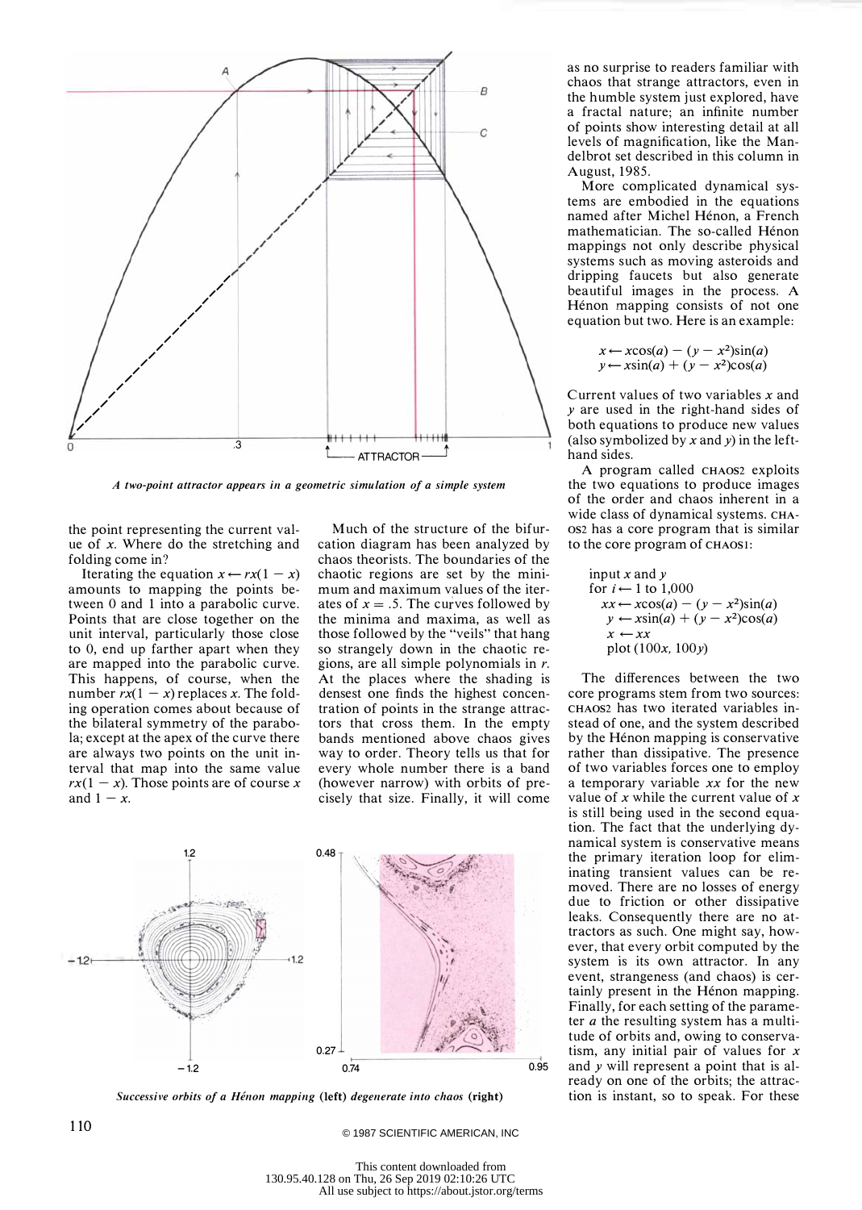*A two-point attractor appears in a geometric simulation of a simple system*

the point representing the current value of $x$. Where do the stretching and folding come in?

Iterating the equation $x \leftarrow rx(1 - x)$ amounts to mapping the points between 0 and 1 into a parabolic curve. Points that are close together on the unit interval, particularly those close to 0, end up farther apart when they are mapped into the parabolic curve. This happens, of course, when the number $rx(1 - x)$ replaces $x$. The folding operation comes about because of the bilateral symmetry of the parabola; except at the apex of the curve there are always two points on the unit interval that map into the same value $rx(1 - x)$. Those points are of course $x$ and $1 - x$.

Much of the structure of the bifurcation diagram has been analyzed by chaos theorists. The boundaries of the chaotic regions are set by the minimum and maximum values of the iterates of $x = .5$. The curves followed by the minima and maxima, as well as those followed by the "veils" that hang so strangely down in the chaotic regions, are all simple polynomials in $r$. At the places where the shading is densest one finds the highest concentration of points in the strange attractors that cross them. In the empty bands mentioned above chaos gives way to order. Theory tells us that for every whole number there is a band (however narrow) with orbits of precisely that size. Finally, it will come as no surprise to readers familiar with chaos that strange attractors, even in the humble system just explored, have a fractal nature; an infinite number of points show interesting detail at all levels of magnification, like the Mandelbrot set described in this column in August, 1985.

More complicated dynamical systems are embodied in the equations named after Michel Hénon, a French mathematician. The so-called Hénon mappings not only describe physical systems such as moving asteroids and dripping faucets but also generate beautiful images in the process. A Hénon mapping consists of not one equation but two. Here is an example:

$$x \leftarrow x\cos(a) - (y - x^2)\sin(a)$$
$$y \leftarrow x\sin(a) + (y - x^2)\cos(a)$$

Current values of two variables $x$ and $y$ are used in the right-hand sides of both equations to produce new values (also symbolized by $x$ and $y$) in the left-hand sides.

A program called CHAOS2 exploits the two equations to produce images of the order and chaos inherent in a wide class of dynamical systems. CHAOS2 has a core program that is similar to the core program of CHAOS1:

```
input x and y
for i ← 1 to 1,000
   xx ← xcos(a) − (y − x²)sin(a)
    y ← xsin(a) + (y − x²)cos(a)
    x ← xx
    plot (100x, 100y)
```

*Successive orbits of a Hénon mapping* **(left)** *degenerate into chaos* **(right)**

The differences between the two core programs stem from two sources: CHAOS2 has two iterated variables instead of one, and the system described by the Hénon mapping is conservative rather than dissipative. The presence of two variables forces one to employ a temporary variable $xx$ for the new value of $x$ while the current value of $x$ is still being used in the second equation. The fact that the underlying dynamical system is conservative means the primary iteration loop for eliminating transient values can be removed. There are no losses of energy due to friction or other dissipative leaks. Consequently there are no attractors as such. One might say, however, that every orbit computed by the system is its own attractor. In any event, strangeness (and chaos) is certainly present in the Hénon mapping. Finally, for each setting of the parameter $a$ the resulting system has a multitude of orbits and, owing to conservatism, any initial pair of values for $x$ and $y$ will represent a point that is already on one of the orbits; the attraction is instant, so to speak. For these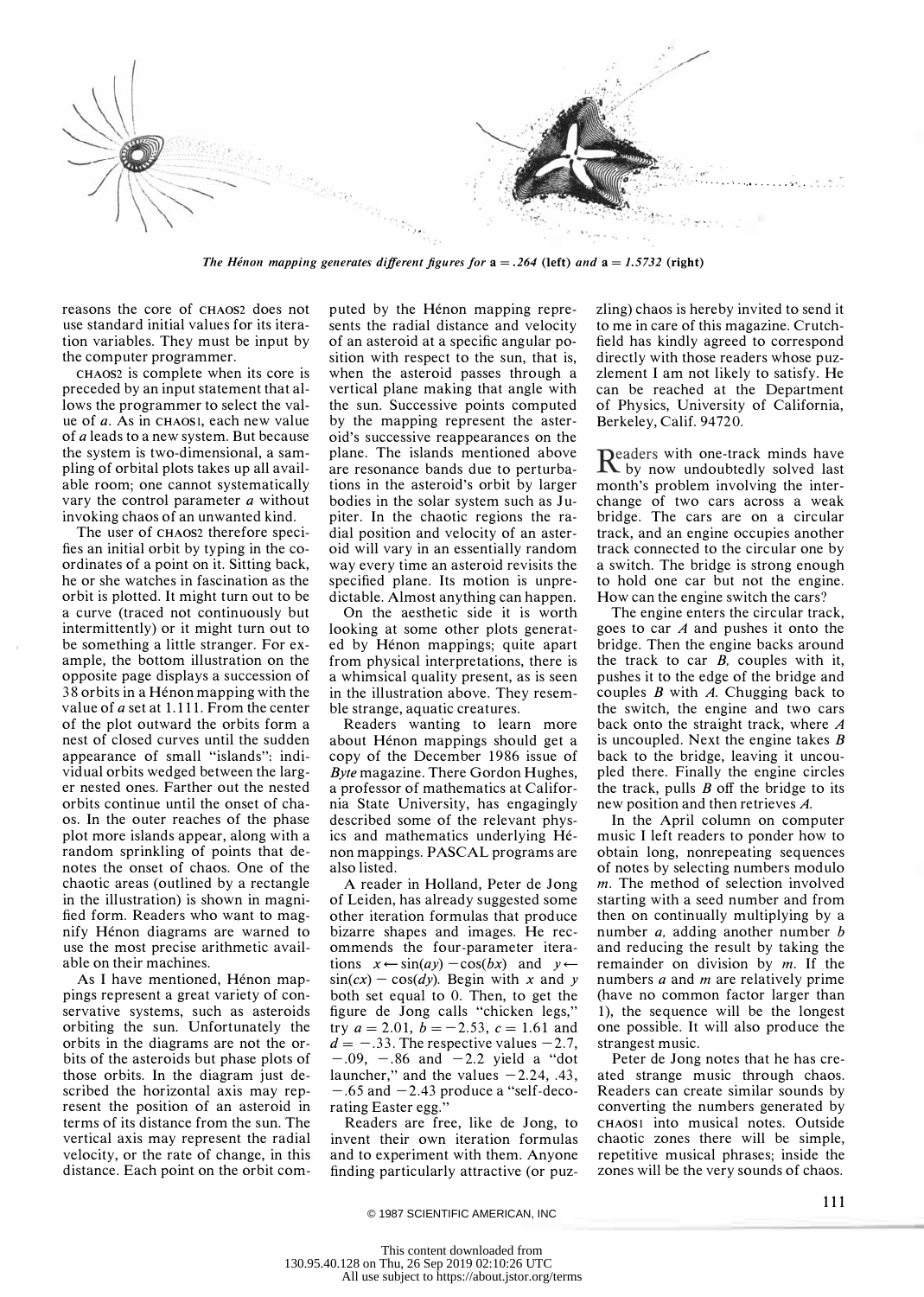*The Hénon mapping generates different figures for* $a = .264$ **(left)** *and* $a = 1.5732$ **(right)**

reasons the core of CHAOS2 does not use standard initial values for its iteration variables. They must be input by the computer programmer.

CHAOS2 is complete when its core is preceded by an input statement that allows the programmer to select the value of $a$. As in CHAOS1, each new value of $a$ leads to a new system. But because the system is two-dimensional, a sampling of orbital plots takes up all available room; one cannot systematically vary the control parameter $a$ without invoking chaos of an unwanted kind.

The user of CHAOS2 therefore specifies an initial orbit by typing in the coordinates of a point on it. Sitting back, he or she watches in fascination as the orbit is plotted. It might turn out to be a curve (traced not continuously but intermittently) or it might turn out to be something a little stranger. For example, the bottom illustration on the opposite page displays a succession of 38 orbits in a Hénon mapping with the value of $a$ set at 1.111. From the center of the plot outward the orbits form a nest of closed curves until the sudden appearance of small "islands": individual orbits wedged between the larger nested ones. Farther out the nested orbits continue until the onset of chaos. In the outer reaches of the phase plot more islands appear, along with a random sprinkling of points that denotes the onset of chaos. One of the chaotic areas (outlined by a rectangle in the illustration) is shown in magnified form. Readers who want to magnify Hénon diagrams are warned to use the most precise arithmetic available on their machines.

As I have mentioned, Hénon mappings represent a great variety of conservative systems, such as asteroids orbiting the sun. Unfortunately the orbits in the diagrams are not the orbits of the asteroids but phase plots of those orbits. In the diagram just described the horizontal axis may represent the position of an asteroid in terms of its distance from the sun. The vertical axis may represent the radial velocity, or the rate of change, in this distance. Each point on the orbit computed by the Hénon mapping represents the radial distance and velocity of an asteroid at a specific angular position with respect to the sun, that is, when the asteroid passes through a vertical plane making that angle with the sun. Successive points computed by the mapping represent the asteroid's successive reappearances on the plane. The islands mentioned above are resonance bands due to perturbations in the asteroid's orbit by larger bodies in the solar system such as Jupiter. In the chaotic regions the radial position and velocity of an asteroid will vary in an essentially random way every time an asteroid revisits the specified plane. Its motion is unpredictable. Almost anything can happen.

On the aesthetic side it is worth looking at some other plots generated by Hénon mappings; quite apart from physical interpretations, there is a whimsical quality present, as is seen in the illustration above. They resemble strange, aquatic creatures.

Readers wanting to learn more about Hénon mappings should get a copy of the December 1986 issue of *Byte* magazine. There Gordon Hughes, a professor of mathematics at California State University, has engagingly described some of the relevant physics and mathematics underlying Hénon mappings. PASCAL programs are also listed.

A reader in Holland, Peter de Jong of Leiden, has already suggested some other iteration formulas that produce bizarre shapes and images. He recommends the four-parameter iterations $x \leftarrow \sin(ay) - \cos(bx)$ and $y \leftarrow \sin(cx) - \cos(dy)$. Begin with $x$ and $y$ both set equal to 0. Then, to get the figure de Jong calls "chicken legs," try $a = 2.01$, $b = -2.53$, $c = 1.61$ and $d = -.33$. The respective values $-2.7$, $-.09$, $-.86$ and $-2.2$ yield a "dot launcher," and the values $-2.24$, $.43$, $-.65$ and $-2.43$ produce a "self-decorating Easter egg."

Readers are free, like de Jong, to invent their own iteration formulas and to experiment with them. Anyone finding particularly attractive (or puzzling) chaos is hereby invited to send it to me in care of this magazine. Crutchfield has kindly agreed to correspond directly with those readers whose puzzlement I am not likely to satisfy. He can be reached at the Department of Physics, University of California, Berkeley, Calif. 94720.

Readers with one-track minds have by now undoubtedly solved last month's problem involving the interchange of two cars across a weak bridge. The cars are on a circular track, and an engine occupies another track connected to the circular one by a switch. The bridge is strong enough to hold one car but not the engine. How can the engine switch the cars?

The engine enters the circular track, goes to car $A$ and pushes it onto the bridge. Then the engine backs around the track to car $B$, couples with it, pushes it to the edge of the bridge and couples $B$ with $A$. Chugging back to the switch, the engine and two cars back onto the straight track, where $A$ is uncoupled. Next the engine takes $B$ back to the bridge, leaving it uncoupled there. Finally the engine circles the track, pulls $B$ off the bridge to its new position and then retrieves $A$.

In the April column on computer music I left readers to ponder how to obtain long, nonrepeating sequences of notes by selecting numbers modulo $m$. The method of selection involved starting with a seed number and from then on continually multiplying by a number $a$, adding another number $b$ and reducing the result by taking the remainder on division by $m$. If the numbers $a$ and $m$ are relatively prime (have no common factor larger than 1), the sequence will be the longest one possible. It will also produce the strangest music.

Peter de Jong notes that he has created strange music through chaos. Readers can create similar sounds by converting the numbers generated by CHAOS1 into musical notes. Outside chaotic zones there will be simple, repetitive musical phrases; inside the zones will be the very sounds of chaos.